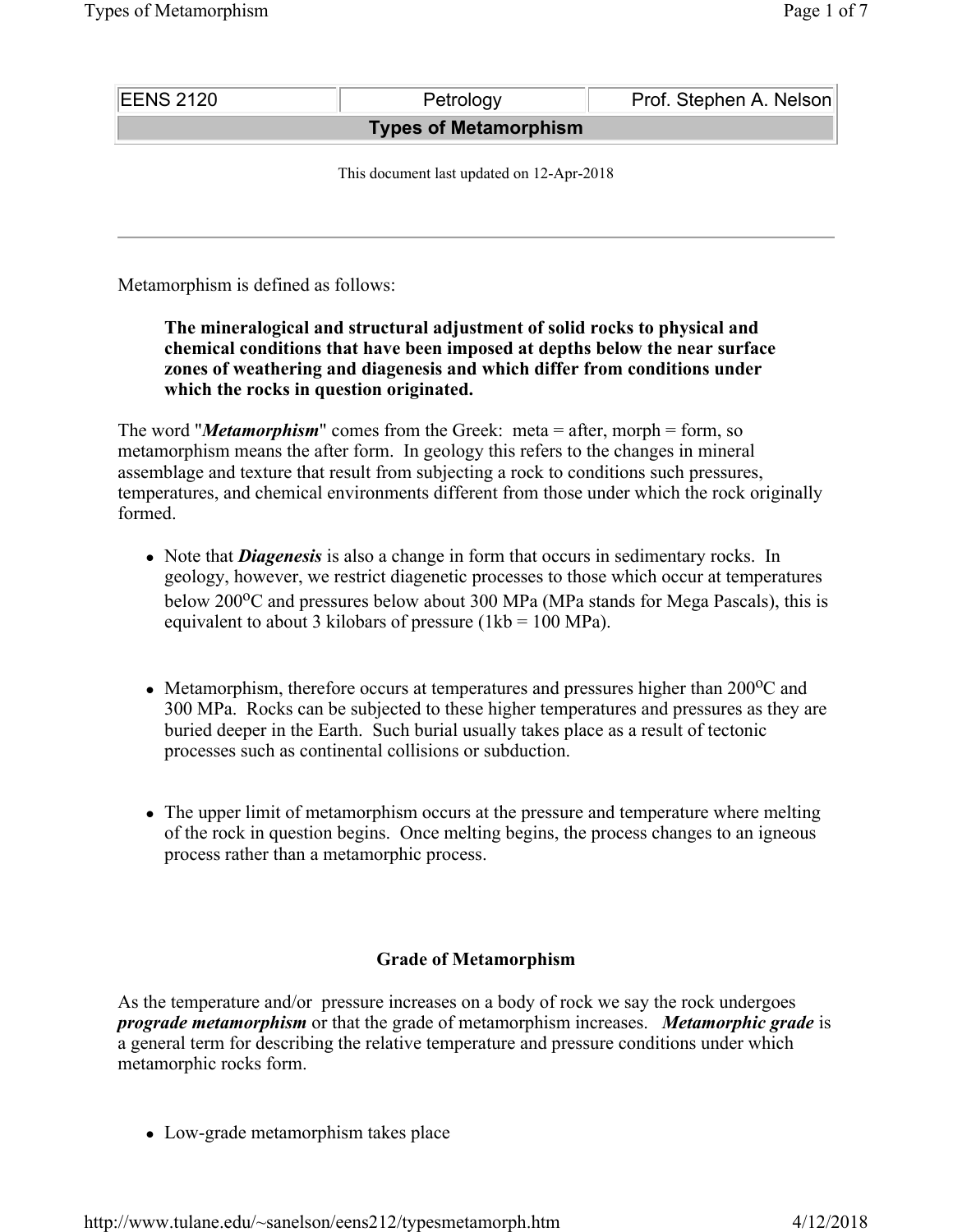| EENS 2120 | Petrology | Prof. Stephen A. Nelson |
|---|---|---|
| **Types of Metamorphism** | | |

This document last updated on 12-Apr-2018

---

Metamorphism is defined as follows:

> **The mineralogical and structural adjustment of solid rocks to physical and chemical conditions that have been imposed at depths below the near surface zones of weathering and diagenesis and which differ from conditions under which the rocks in question originated.**

The word "***Metamorphism***" comes from the Greek: meta = after, morph = form, so metamorphism means the after form. In geology this refers to the changes in mineral assemblage and texture that result from subjecting a rock to conditions such pressures, temperatures, and chemical environments different from those under which the rock originally formed.

- Note that ***Diagenesis*** is also a change in form that occurs in sedimentary rocks. In geology, however, we restrict diagenetic processes to those which occur at temperatures below 200$^o$C and pressures below about 300 MPa (MPa stands for Mega Pascals), this is equivalent to about 3 kilobars of pressure (1kb = 100 MPa).

- Metamorphism, therefore occurs at temperatures and pressures higher than 200$^o$C and 300 MPa. Rocks can be subjected to these higher temperatures and pressures as they are buried deeper in the Earth. Such burial usually takes place as a result of tectonic processes such as continental collisions or subduction.

- The upper limit of metamorphism occurs at the pressure and temperature where melting of the rock in question begins. Once melting begins, the process changes to an igneous process rather than a metamorphic process.

### Grade of Metamorphism

As the temperature and/or pressure increases on a body of rock we say the rock undergoes ***prograde metamorphism*** or that the grade of metamorphism increases. ***Metamorphic grade*** is a general term for describing the relative temperature and pressure conditions under which metamorphic rocks form.

- Low-grade metamorphism takes place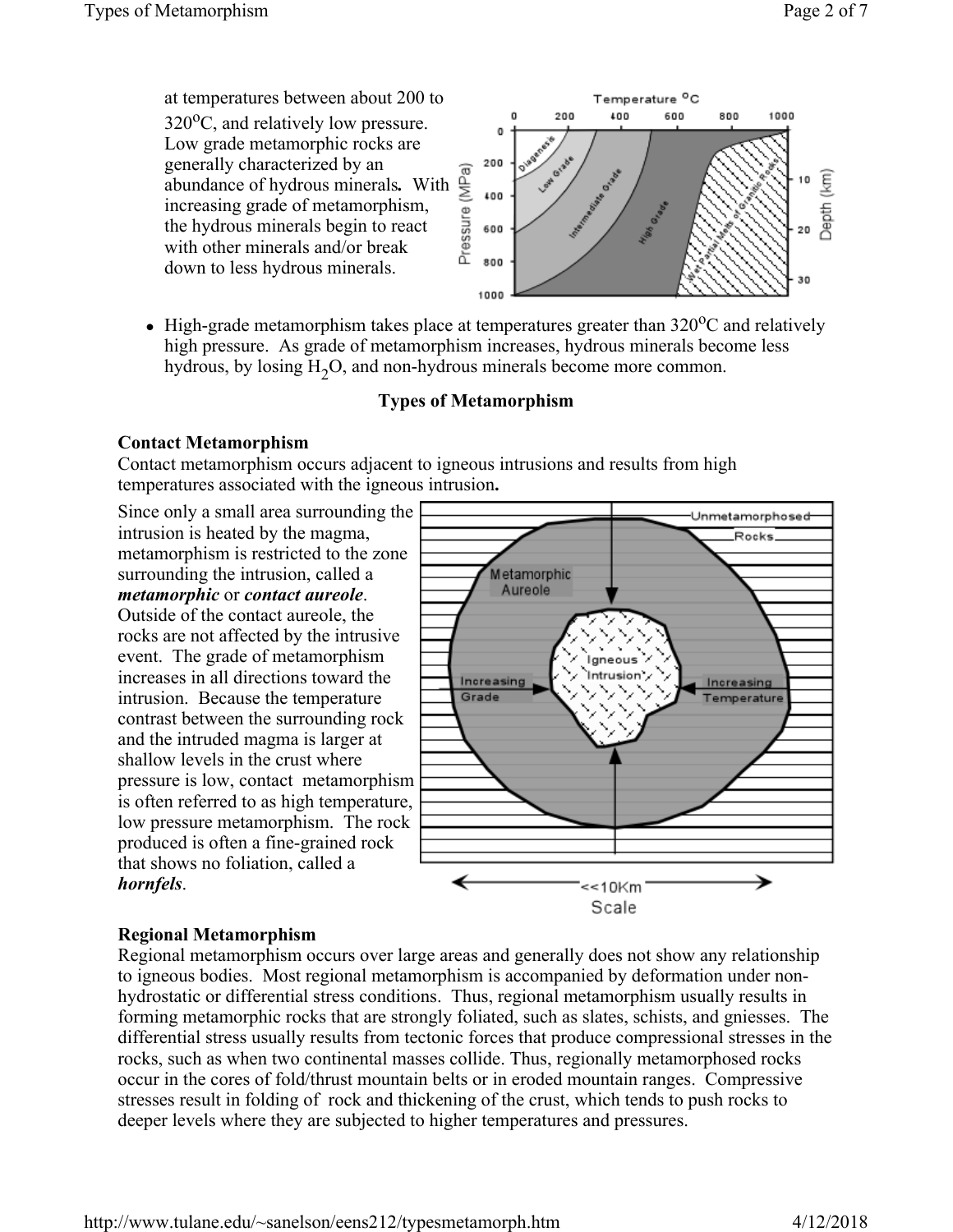at temperatures between about 200 to 320°C, and relatively low pressure. Low grade metamorphic rocks are generally characterized by an abundance of hydrous minerals. With increasing grade of metamorphism, the hydrous minerals begin to react with other minerals and/or break down to less hydrous minerals.

- High-grade metamorphism takes place at temperatures greater than 320°C and relatively high pressure. As grade of metamorphism increases, hydrous minerals become less hydrous, by losing $H_2O$, and non-hydrous minerals become more common.

## Types of Metamorphism

### Contact Metamorphism

Contact metamorphism occurs adjacent to igneous intrusions and results from high temperatures associated with the igneous intrusion.

Since only a small area surrounding the intrusion is heated by the magma, metamorphism is restricted to the zone surrounding the intrusion, called a ***metamorphic*** or ***contact aureole***. Outside of the contact aureole, the rocks are not affected by the intrusive event. The grade of metamorphism increases in all directions toward the intrusion. Because the temperature contrast between the surrounding rock and the intruded magma is larger at shallow levels in the crust where pressure is low, contact metamorphism is often referred to as high temperature, low pressure metamorphism. The rock produced is often a fine-grained rock that shows no foliation, called a ***hornfels***.

### Regional Metamorphism

Regional metamorphism occurs over large areas and generally does not show any relationship to igneous bodies. Most regional metamorphism is accompanied by deformation under non-hydrostatic or differential stress conditions. Thus, regional metamorphism usually results in forming metamorphic rocks that are strongly foliated, such as slates, schists, and gniesses. The differential stress usually results from tectonic forces that produce compressional stresses in the rocks, such as when two continental masses collide. Thus, regionally metamorphosed rocks occur in the cores of fold/thrust mountain belts or in eroded mountain ranges. Compressive stresses result in folding of rock and thickening of the crust, which tends to push rocks to deeper levels where they are subjected to higher temperatures and pressures.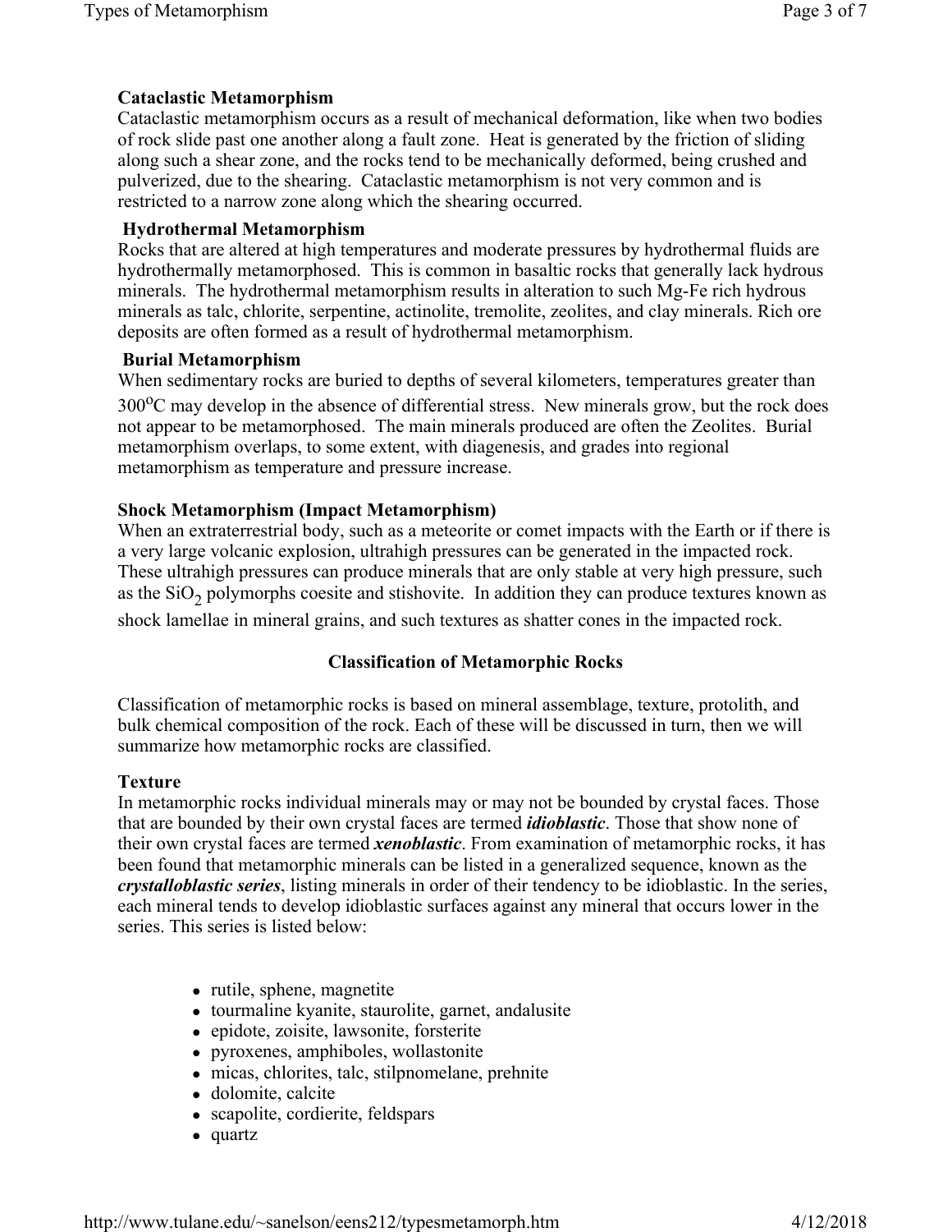### Cataclastic Metamorphism

Cataclastic metamorphism occurs as a result of mechanical deformation, like when two bodies of rock slide past one another along a fault zone. Heat is generated by the friction of sliding along such a shear zone, and the rocks tend to be mechanically deformed, being crushed and pulverized, due to the shearing. Cataclastic metamorphism is not very common and is restricted to a narrow zone along which the shearing occurred.

### Hydrothermal Metamorphism

Rocks that are altered at high temperatures and moderate pressures by hydrothermal fluids are hydrothermally metamorphosed. This is common in basaltic rocks that generally lack hydrous minerals. The hydrothermal metamorphism results in alteration to such Mg-Fe rich hydrous minerals as talc, chlorite, serpentine, actinolite, tremolite, zeolites, and clay minerals. Rich ore deposits are often formed as a result of hydrothermal metamorphism.

### Burial Metamorphism

When sedimentary rocks are buried to depths of several kilometers, temperatures greater than $300^oC$ may develop in the absence of differential stress. New minerals grow, but the rock does not appear to be metamorphosed. The main minerals produced are often the Zeolites. Burial metamorphism overlaps, to some extent, with diagenesis, and grades into regional metamorphism as temperature and pressure increase.

### Shock Metamorphism (Impact Metamorphism)

When an extraterrestrial body, such as a meteorite or comet impacts with the Earth or if there is a very large volcanic explosion, ultrahigh pressures can be generated in the impacted rock. These ultrahigh pressures can produce minerals that are only stable at very high pressure, such as the $SiO_2$ polymorphs coesite and stishovite. In addition they can produce textures known as shock lamellae in mineral grains, and such textures as shatter cones in the impacted rock.

## Classification of Metamorphic Rocks

Classification of metamorphic rocks is based on mineral assemblage, texture, protolith, and bulk chemical composition of the rock. Each of these will be discussed in turn, then we will summarize how metamorphic rocks are classified.

### Texture

In metamorphic rocks individual minerals may or may not be bounded by crystal faces. Those that are bounded by their own crystal faces are termed ***idioblastic***. Those that show none of their own crystal faces are termed ***xenoblastic***. From examination of metamorphic rocks, it has been found that metamorphic minerals can be listed in a generalized sequence, known as the ***crystalloblastic series***, listing minerals in order of their tendency to be idioblastic. In the series, each mineral tends to develop idioblastic surfaces against any mineral that occurs lower in the series. This series is listed below:

- rutile, sphene, magnetite
- tourmaline kyanite, staurolite, garnet, andalusite
- epidote, zoisite, lawsonite, forsterite
- pyroxenes, amphiboles, wollastonite
- micas, chlorites, talc, stilpnomelane, prehnite
- dolomite, calcite
- scapolite, cordierite, feldspars
- quartz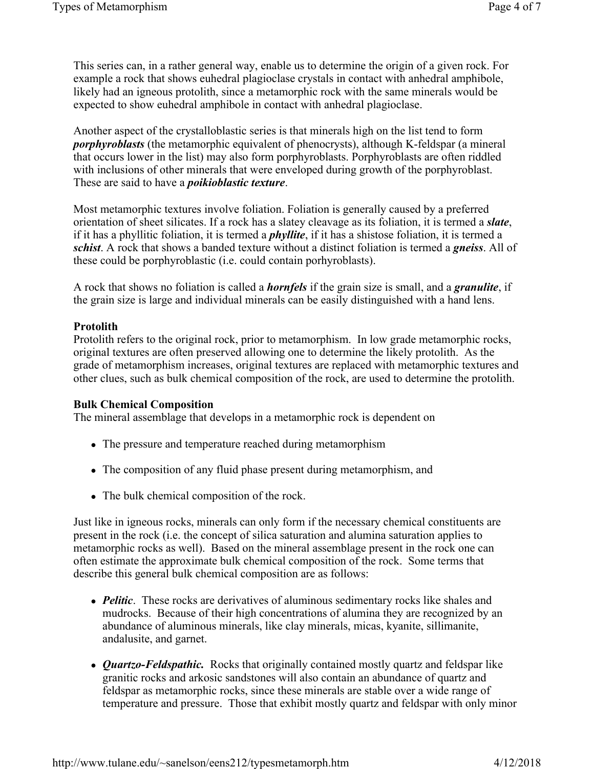This series can, in a rather general way, enable us to determine the origin of a given rock. For example a rock that shows euhedral plagioclase crystals in contact with anhedral amphibole, likely had an igneous protolith, since a metamorphic rock with the same minerals would be expected to show euhedral amphibole in contact with anhedral plagioclase.

Another aspect of the crystalloblastic series is that minerals high on the list tend to form ***porphyroblasts*** (the metamorphic equivalent of phenocrysts), although K-feldspar (a mineral that occurs lower in the list) may also form porphyroblasts. Porphyroblasts are often riddled with inclusions of other minerals that were enveloped during growth of the porphyroblast. These are said to have a ***poikioblastic texture***.

Most metamorphic textures involve foliation. Foliation is generally caused by a preferred orientation of sheet silicates. If a rock has a slatey cleavage as its foliation, it is termed a ***slate***, if it has a phyllitic foliation, it is termed a ***phyllite***, if it has a shistose foliation, it is termed a ***schist***. A rock that shows a banded texture without a distinct foliation is termed a ***gneiss***. All of these could be porphyroblastic (i.e. could contain porhyroblasts).

A rock that shows no foliation is called a ***hornfels*** if the grain size is small, and a ***granulite***, if the grain size is large and individual minerals can be easily distinguished with a hand lens.

### Protolith

Protolith refers to the original rock, prior to metamorphism. In low grade metamorphic rocks, original textures are often preserved allowing one to determine the likely protolith. As the grade of metamorphism increases, original textures are replaced with metamorphic textures and other clues, such as bulk chemical composition of the rock, are used to determine the protolith.

### Bulk Chemical Composition

The mineral assemblage that develops in a metamorphic rock is dependent on

- The pressure and temperature reached during metamorphism
- The composition of any fluid phase present during metamorphism, and
- The bulk chemical composition of the rock.

Just like in igneous rocks, minerals can only form if the necessary chemical constituents are present in the rock (i.e. the concept of silica saturation and alumina saturation applies to metamorphic rocks as well). Based on the mineral assemblage present in the rock one can often estimate the approximate bulk chemical composition of the rock. Some terms that describe this general bulk chemical composition are as follows:

- ***Pelitic***. These rocks are derivatives of aluminous sedimentary rocks like shales and mudrocks. Because of their high concentrations of alumina they are recognized by an abundance of aluminous minerals, like clay minerals, micas, kyanite, sillimanite, andalusite, and garnet.
- ***Quartzo-Feldspathic.*** Rocks that originally contained mostly quartz and feldspar like granitic rocks and arkosic sandstones will also contain an abundance of quartz and feldspar as metamorphic rocks, since these minerals are stable over a wide range of temperature and pressure. Those that exhibit mostly quartz and feldspar with only minor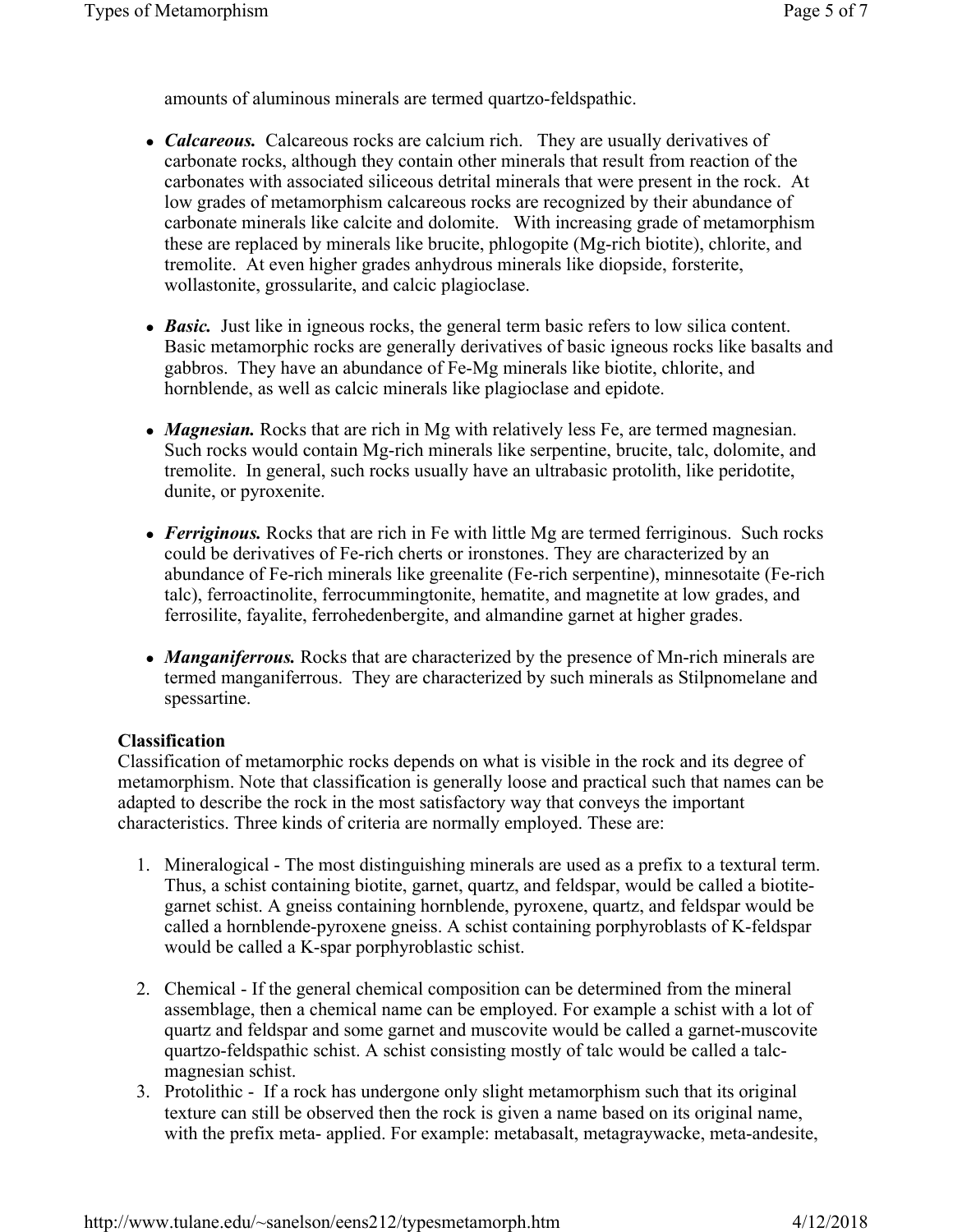amounts of aluminous minerals are termed quartzo-feldspathic.

- ***Calcareous.*** Calcareous rocks are calcium rich. They are usually derivatives of carbonate rocks, although they contain other minerals that result from reaction of the carbonates with associated siliceous detrital minerals that were present in the rock. At low grades of metamorphism calcareous rocks are recognized by their abundance of carbonate minerals like calcite and dolomite. With increasing grade of metamorphism these are replaced by minerals like brucite, phlogopite (Mg-rich biotite), chlorite, and tremolite. At even higher grades anhydrous minerals like diopside, forsterite, wollastonite, grossularite, and calcic plagioclase.

- ***Basic.*** Just like in igneous rocks, the general term basic refers to low silica content. Basic metamorphic rocks are generally derivatives of basic igneous rocks like basalts and gabbros. They have an abundance of Fe-Mg minerals like biotite, chlorite, and hornblende, as well as calcic minerals like plagioclase and epidote.

- ***Magnesian.*** Rocks that are rich in Mg with relatively less Fe, are termed magnesian. Such rocks would contain Mg-rich minerals like serpentine, brucite, talc, dolomite, and tremolite. In general, such rocks usually have an ultrabasic protolith, like peridotite, dunite, or pyroxenite.

- ***Ferriginous.*** Rocks that are rich in Fe with little Mg are termed ferriginous. Such rocks could be derivatives of Fe-rich cherts or ironstones. They are characterized by an abundance of Fe-rich minerals like greenalite (Fe-rich serpentine), minnesotaite (Fe-rich talc), ferroactinolite, ferrocummingtonite, hematite, and magnetite at low grades, and ferrosilite, fayalite, ferrohedenbergite, and almandine garnet at higher grades.

- ***Manganiferrous.*** Rocks that are characterized by the presence of Mn-rich minerals are termed manganiferrous. They are characterized by such minerals as Stilpnomelane and spessartine.

**Classification**

Classification of metamorphic rocks depends on what is visible in the rock and its degree of metamorphism. Note that classification is generally loose and practical such that names can be adapted to describe the rock in the most satisfactory way that conveys the important characteristics. Three kinds of criteria are normally employed. These are:

1. Mineralogical - The most distinguishing minerals are used as a prefix to a textural term. Thus, a schist containing biotite, garnet, quartz, and feldspar, would be called a biotite-garnet schist. A gneiss containing hornblende, pyroxene, quartz, and feldspar would be called a hornblende-pyroxene gneiss. A schist containing porphyroblasts of K-feldspar would be called a K-spar porphyroblastic schist.

2. Chemical - If the general chemical composition can be determined from the mineral assemblage, then a chemical name can be employed. For example a schist with a lot of quartz and feldspar and some garnet and muscovite would be called a garnet-muscovite quartzo-feldspathic schist. A schist consisting mostly of talc would be called a talc-magnesian schist.
3. Protolithic - If a rock has undergone only slight metamorphism such that its original texture can still be observed then the rock is given a name based on its original name, with the prefix meta- applied. For example: metabasalt, metagraywacke, meta-andesite,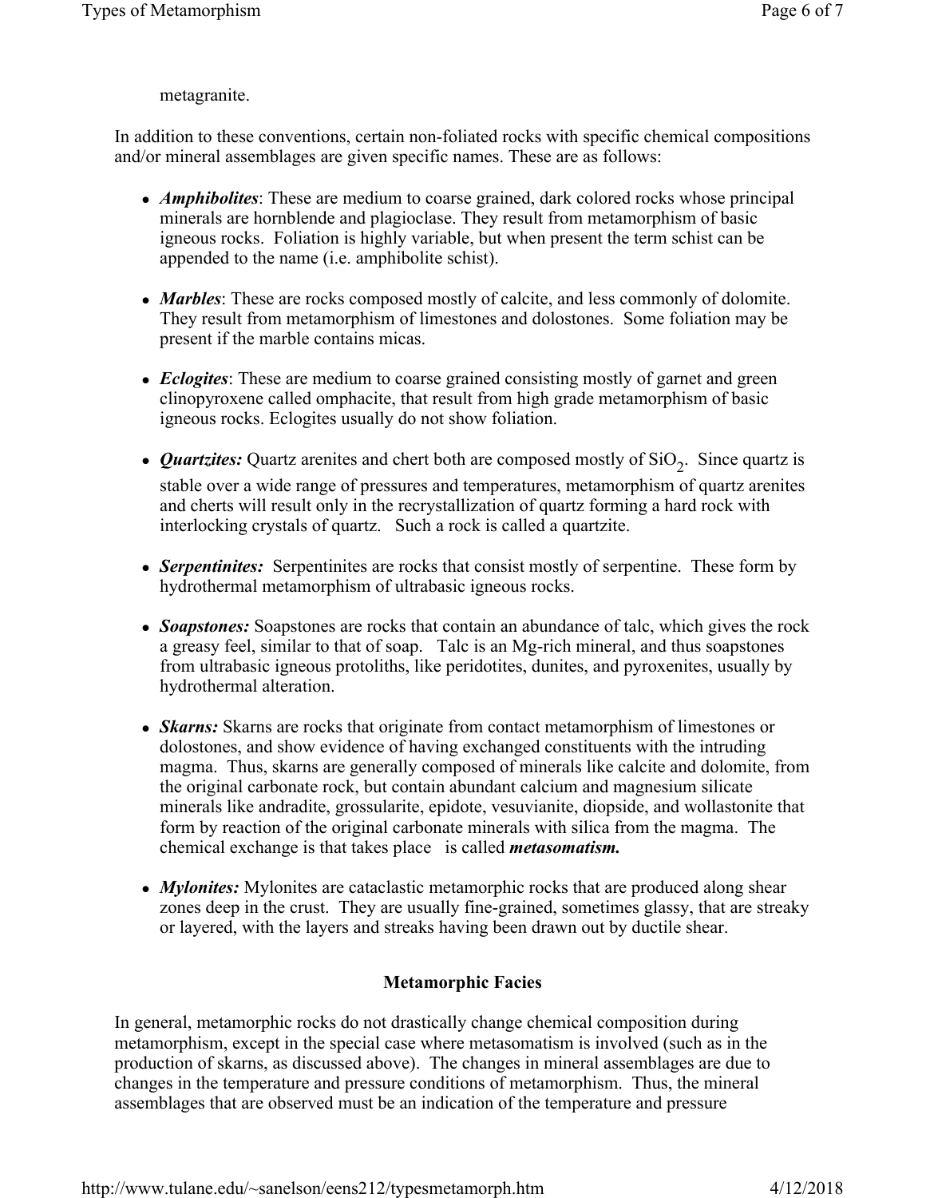metagranite.

In addition to these conventions, certain non-foliated rocks with specific chemical compositions and/or mineral assemblages are given specific names. These are as follows:

- ***Amphibolites***: These are medium to coarse grained, dark colored rocks whose principal minerals are hornblende and plagioclase. They result from metamorphism of basic igneous rocks. Foliation is highly variable, but when present the term schist can be appended to the name (i.e. amphibolite schist).
- ***Marbles***: These are rocks composed mostly of calcite, and less commonly of dolomite. They result from metamorphism of limestones and dolostones. Some foliation may be present if the marble contains micas.
- ***Eclogites***: These are medium to coarse grained consisting mostly of garnet and green clinopyroxene called omphacite, that result from high grade metamorphism of basic igneous rocks. Eclogites usually do not show foliation.
- ***Quartzites:*** Quartz arenites and chert both are composed mostly of $SiO_2$. Since quartz is stable over a wide range of pressures and temperatures, metamorphism of quartz arenites and cherts will result only in the recrystallization of quartz forming a hard rock with interlocking crystals of quartz. Such a rock is called a quartzite.
- ***Serpentinites:*** Serpentinites are rocks that consist mostly of serpentine. These form by hydrothermal metamorphism of ultrabasic igneous rocks.
- ***Soapstones:*** Soapstones are rocks that contain an abundance of talc, which gives the rock a greasy feel, similar to that of soap. Talc is an Mg-rich mineral, and thus soapstones from ultrabasic igneous protoliths, like peridotites, dunites, and pyroxenites, usually by hydrothermal alteration.
- ***Skarns:*** Skarns are rocks that originate from contact metamorphism of limestones or dolostones, and show evidence of having exchanged constituents with the intruding magma. Thus, skarns are generally composed of minerals like calcite and dolomite, from the original carbonate rock, but contain abundant calcium and magnesium silicate minerals like andradite, grossularite, epidote, vesuvianite, diopside, and wollastonite that form by reaction of the original carbonate minerals with silica from the magma. The chemical exchange is that takes place is called ***metasomatism.***
- ***Mylonites:*** Mylonites are cataclastic metamorphic rocks that are produced along shear zones deep in the crust. They are usually fine-grained, sometimes glassy, that are streaky or layered, with the layers and streaks having been drawn out by ductile shear.

## Metamorphic Facies

In general, metamorphic rocks do not drastically change chemical composition during metamorphism, except in the special case where metasomatism is involved (such as in the production of skarns, as discussed above). The changes in mineral assemblages are due to changes in the temperature and pressure conditions of metamorphism. Thus, the mineral assemblages that are observed must be an indication of the temperature and pressure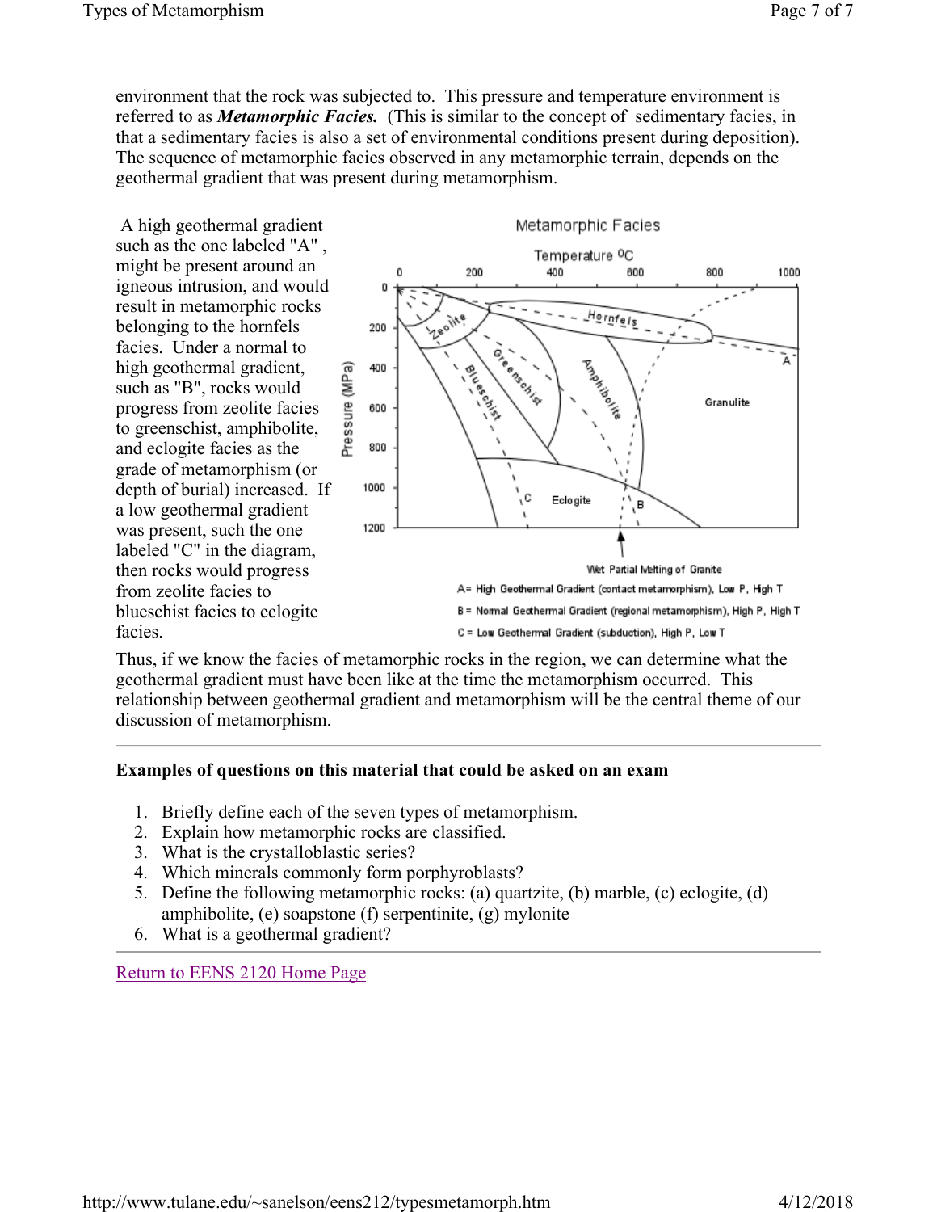environment that the rock was subjected to. This pressure and temperature environment is referred to as ***Metamorphic Facies.*** (This is similar to the concept of sedimentary facies, in that a sedimentary facies is also a set of environmental conditions present during deposition). The sequence of metamorphic facies observed in any metamorphic terrain, depends on the geothermal gradient that was present during metamorphism.

A high geothermal gradient such as the one labeled "A", might be present around an igneous intrusion, and would result in metamorphic rocks belonging to the hornfels facies. Under a normal to high geothermal gradient, such as "B", rocks would progress from zeolite facies to greenschist, amphibolite, and eclogite facies as the grade of metamorphism (or depth of burial) increased. If a low geothermal gradient was present, such the one labeled "C" in the diagram, then rocks would progress from zeolite facies to blueschist facies to eclogite facies.

Metamorphic Facies

Temperature °C

0 200 400 600 800 1000

Pressure (MPa)

0 200 400 600 800 1000 1200

Zeolite

Hornfels

Blueschist

Greenschist

Amphibolite

Granulite

Eclogite

A

B

C

Wet Partial Melting of Granite

A= High Geothermal Gradient (contact metamorphism), Low P, High T

B = Normal Geothermal Gradient (regional metamorphism), High P, High T

C = Low Geothermal Gradient (subduction), High P, Low T

Thus, if we know the facies of metamorphic rocks in the region, we can determine what the geothermal gradient must have been like at the time the metamorphism occurred. This relationship between geothermal gradient and metamorphism will be the central theme of our discussion of metamorphism.

---

**Examples of questions on this material that could be asked on an exam**

1. Briefly define each of the seven types of metamorphism.
2. Explain how metamorphic rocks are classified.
3. What is the crystalloblastic series?
4. Which minerals commonly form porphyroblasts?
5. Define the following metamorphic rocks: (a) quartzite, (b) marble, (c) eclogite, (d) amphibolite, (e) soapstone (f) serpentinite, (g) mylonite
6. What is a geothermal gradient?

---

Return to EENS 2120 Home Page